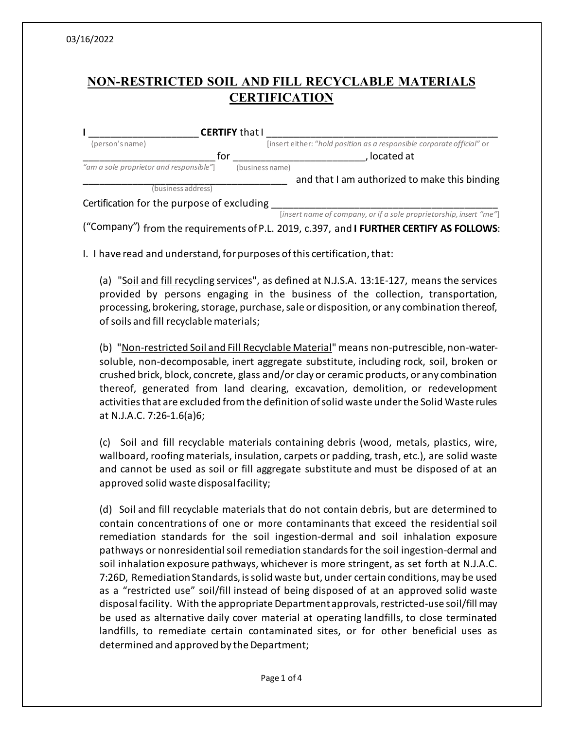03/16/2022

# NON-RESTRICTED SOIL AND FILL RECYCLABLE MATERIALS CERTIFICATION

**I** ____________________ **CERTIFY** that I __________________________________________
(person's name) [insert either: *"hold position as a responsible corporate official"* or *"am a sole proprietor and responsible"*]

________________________ for ________________________, located at
(business name)

______________________________________ and that I am authorized to make this binding
(business address)

Certification for the purpose of excluding __________________________________________
[*insert name of company, or if a sole proprietorship, insert "me"*]

("Company") from the requirements of P.L. 2019, c.397, and **I FURTHER CERTIFY AS FOLLOWS**:

I. I have read and understand, for purposes of this certification, that:

(a) "Soil and fill recycling services", as defined at N.J.S.A. 13:1E-127, means the services provided by persons engaging in the business of the collection, transportation, processing, brokering, storage, purchase, sale or disposition, or any combination thereof, of soils and fill recyclable materials;

(b) "Non-restricted Soil and Fill Recyclable Material" means non-putrescible, non-water-soluble, non-decomposable, inert aggregate substitute, including rock, soil, broken or crushed brick, block, concrete, glass and/or clay or ceramic products, or any combination thereof, generated from land clearing, excavation, demolition, or redevelopment activities that are excluded from the definition of solid waste under the Solid Waste rules at N.J.A.C. 7:26-1.6(a)6;

(c) Soil and fill recyclable materials containing debris (wood, metals, plastics, wire, wallboard, roofing materials, insulation, carpets or padding, trash, etc.), are solid waste and cannot be used as soil or fill aggregate substitute and must be disposed of at an approved solid waste disposal facility;

(d) Soil and fill recyclable materials that do not contain debris, but are determined to contain concentrations of one or more contaminants that exceed the residential soil remediation standards for the soil ingestion-dermal and soil inhalation exposure pathways or nonresidential soil remediation standards for the soil ingestion-dermal and soil inhalation exposure pathways, whichever is more stringent, as set forth at N.J.A.C. 7:26D, Remediation Standards, is solid waste but, under certain conditions, may be used as a "restricted use" soil/fill instead of being disposed of at an approved solid waste disposal facility. With the appropriate Department approvals, restricted-use soil/fill may be used as alternative daily cover material at operating landfills, to close terminated landfills, to remediate certain contaminated sites, or for other beneficial uses as determined and approved by the Department;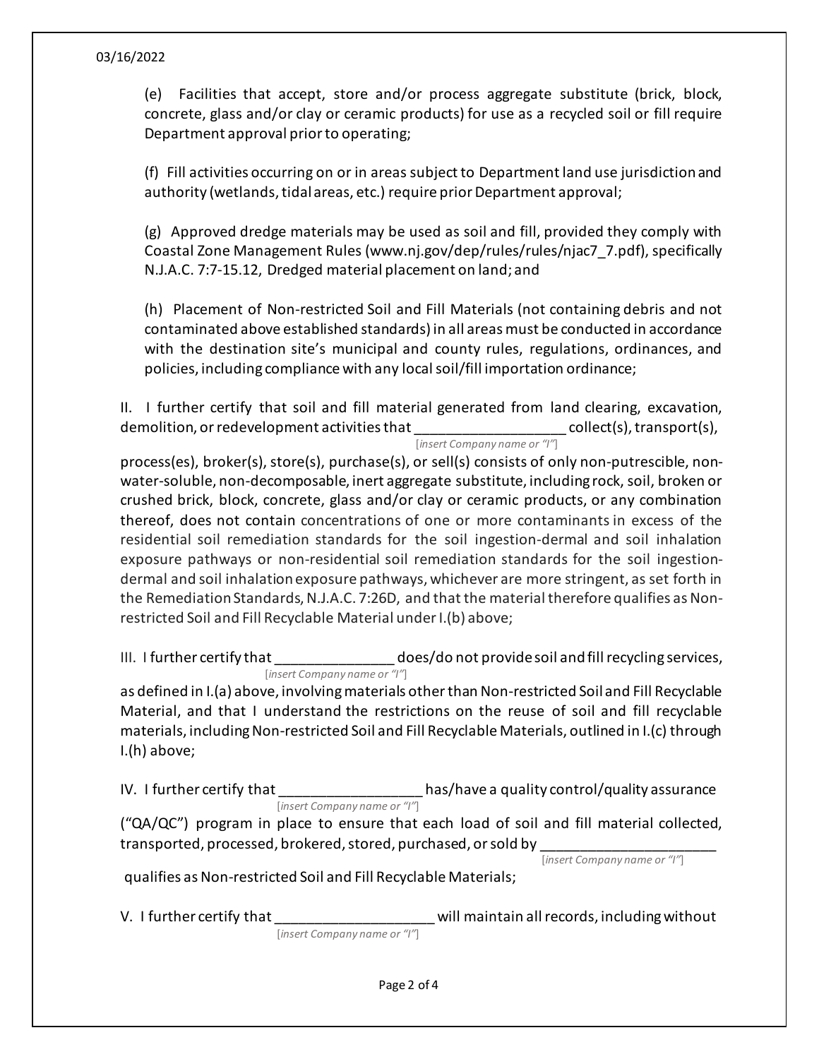(e) Facilities that accept, store and/or process aggregate substitute (brick, block, concrete, glass and/or clay or ceramic products) for use as a recycled soil or fill require Department approval prior to operating;

(f) Fill activities occurring on or in areas subject to Department land use jurisdiction and authority (wetlands, tidal areas, etc.) require prior Department approval;

(g) Approved dredge materials may be used as soil and fill, provided they comply with Coastal Zone Management Rules (www.nj.gov/dep/rules/rules/njac7_7.pdf), specifically N.J.A.C. 7:7-15.12, Dredged material placement on land; and

(h) Placement of Non-restricted Soil and Fill Materials (not containing debris and not contaminated above established standards) in all areas must be conducted in accordance with the destination site's municipal and county rules, regulations, ordinances, and policies, including compliance with any local soil/fill importation ordinance;

II. I further certify that soil and fill material generated from land clearing, excavation, demolition, or redevelopment activities that __________________ [*insert Company name or "I"*] collect(s), transport(s), process(es), broker(s), store(s), purchase(s), or sell(s) consists of only non-putrescible, non-water-soluble, non-decomposable, inert aggregate substitute, including rock, soil, broken or crushed brick, block, concrete, glass and/or clay or ceramic products, or any combination thereof, does not contain concentrations of one or more contaminants in excess of the residential soil remediation standards for the soil ingestion-dermal and soil inhalation exposure pathways or non-residential soil remediation standards for the soil ingestion-dermal and soil inhalation exposure pathways, whichever are more stringent, as set forth in the Remediation Standards, N.J.A.C. 7:26D, and that the material therefore qualifies as Non-restricted Soil and Fill Recyclable Material under I.(b) above;

III. I further certify that _______________ [*insert Company name or "I"*] does/do not provide soil and fill recycling services, as defined in I.(a) above, involving materials other than Non-restricted Soil and Fill Recyclable Material, and that I understand the restrictions on the reuse of soil and fill recyclable materials, including Non-restricted Soil and Fill Recyclable Materials, outlined in I.(c) through I.(h) above;

IV. I further certify that _________________ [*insert Company name or "I"*] has/have a quality control/quality assurance ("QA/QC") program in place to ensure that each load of soil and fill material collected, transported, processed, brokered, stored, purchased, or sold by _____________________ [*insert Company name or "I"*] qualifies as Non-restricted Soil and Fill Recyclable Materials;

V. I further certify that ___________________ [*insert Company name or "I"*] will maintain all records, including without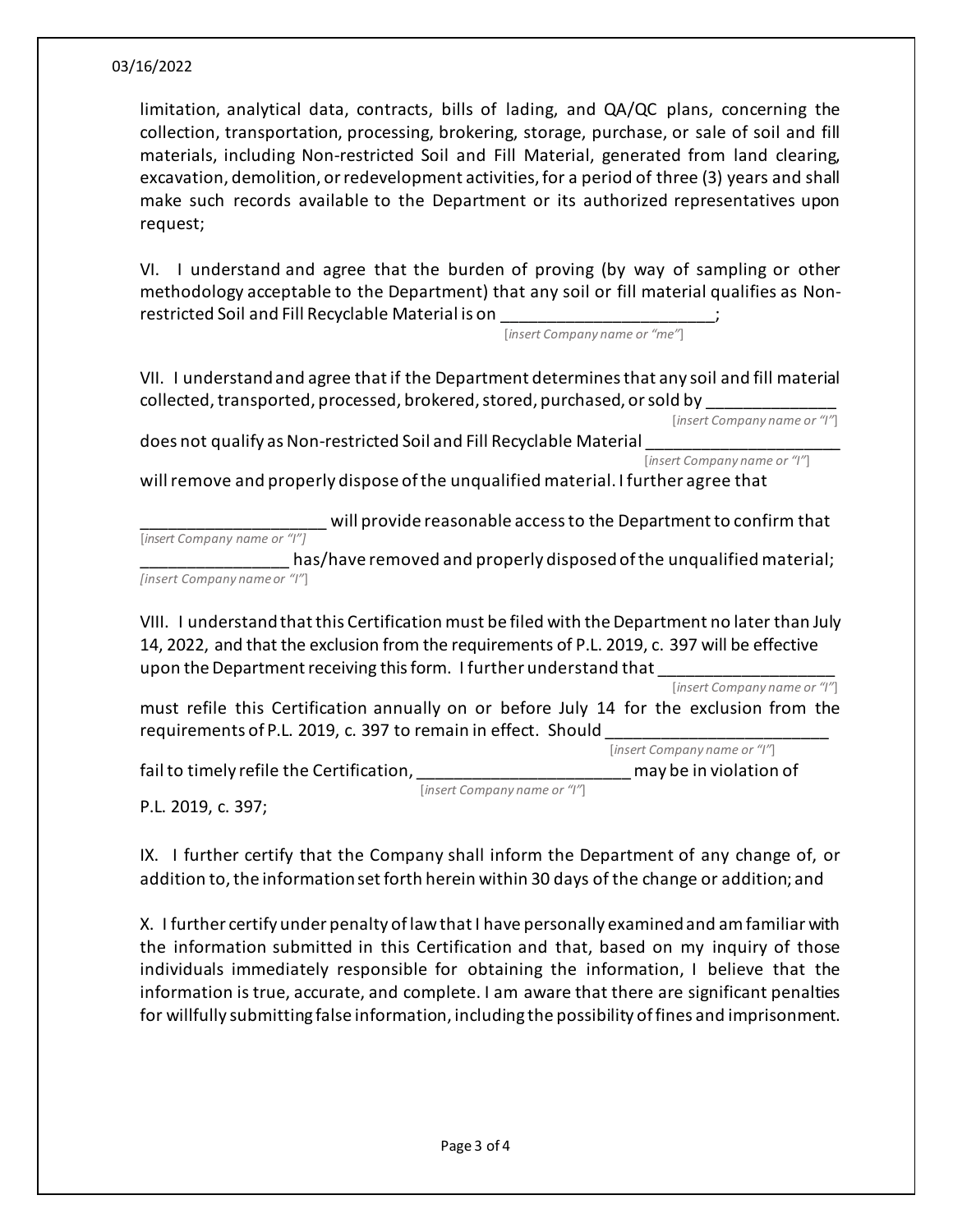limitation, analytical data, contracts, bills of lading, and QA/QC plans, concerning the collection, transportation, processing, brokering, storage, purchase, or sale of soil and fill materials, including Non-restricted Soil and Fill Material, generated from land clearing, excavation, demolition, or redevelopment activities, for a period of three (3) years and shall make such records available to the Department or its authorized representatives upon request;

VI. I understand and agree that the burden of proving (by way of sampling or other methodology acceptable to the Department) that any soil or fill material qualifies as Non-restricted Soil and Fill Recyclable Material is on ______________________;
[*insert Company name or "me"*]

VII. I understand and agree that if the Department determines that any soil and fill material collected, transported, processed, brokered, stored, purchased, or sold by _____________
[*insert Company name or "I"*]
does not qualify as Non-restricted Soil and Fill Recyclable Material ___________________
[*insert Company name or "I"*]
will remove and properly dispose of the unqualified material. I further agree that

___________________ will provide reasonable access to the Department to confirm that
[*insert Company name or "I"*]
_______________ has/have removed and properly disposed of the unqualified material;
[*insert Company name or "I"*]

VIII. I understand that this Certification must be filed with the Department no later than July 14, 2022, and that the exclusion from the requirements of P.L. 2019, c. 397 will be effective upon the Department receiving this form. I further understand that _________________
[*insert Company name or "I"*]
must refile this Certification annually on or before July 14 for the exclusion from the requirements of P.L. 2019, c. 397 to remain in effect. Should ______________________
[*insert Company name or "I"*]
fail to timely refile the Certification, _____________________ may be in violation of
[*insert Company name or "I"*]
P.L. 2019, c. 397;

IX. I further certify that the Company shall inform the Department of any change of, or addition to, the information set forth herein within 30 days of the change or addition; and

X. I further certify under penalty of law that I have personally examined and am familiar with the information submitted in this Certification and that, based on my inquiry of those individuals immediately responsible for obtaining the information, I believe that the information is true, accurate, and complete. I am aware that there are significant penalties for willfully submitting false information, including the possibility of fines and imprisonment.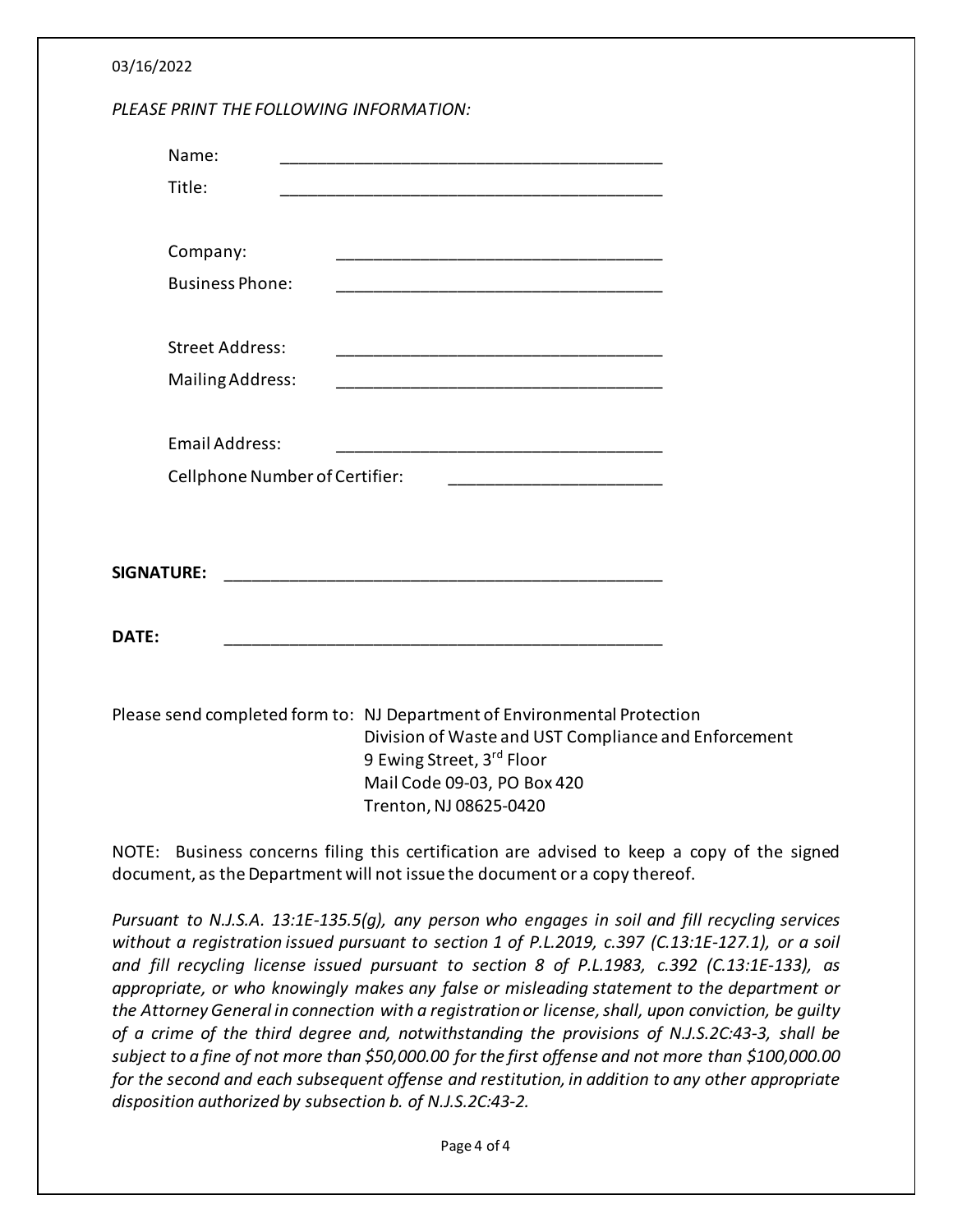03/16/2022

*PLEASE PRINT THE FOLLOWING INFORMATION:*

Name: ________________________________________

Title: ________________________________________

Company: ________________________________

Business Phone: ________________________________

Street Address: ________________________________

Mailing Address: ________________________________

Email Address: ________________________________

Cellphone Number of Certifier: ______________________

**SIGNATURE:** ____________________________________________

**DATE:** ____________________________________________

Please send completed form to: NJ Department of Environmental Protection
Division of Waste and UST Compliance and Enforcement
9 Ewing Street, 3rd Floor
Mail Code 09-03, PO Box 420
Trenton, NJ 08625-0420

NOTE: Business concerns filing this certification are advised to keep a copy of the signed document, as the Department will not issue the document or a copy thereof.

*Pursuant to N.J.S.A. 13:1E-135.5(g), any person who engages in soil and fill recycling services without a registration issued pursuant to section 1 of P.L.2019, c.397 (C.13:1E-127.1), or a soil and fill recycling license issued pursuant to section 8 of P.L.1983, c.392 (C.13:1E-133), as appropriate, or who knowingly makes any false or misleading statement to the department or the Attorney General in connection with a registration or license, shall, upon conviction, be guilty of a crime of the third degree and, notwithstanding the provisions of N.J.S.2C:43-3, shall be subject to a fine of not more than $50,000.00 for the first offense and not more than $100,000.00 for the second and each subsequent offense and restitution, in addition to any other appropriate disposition authorized by subsection b. of N.J.S.2C:43-2.*